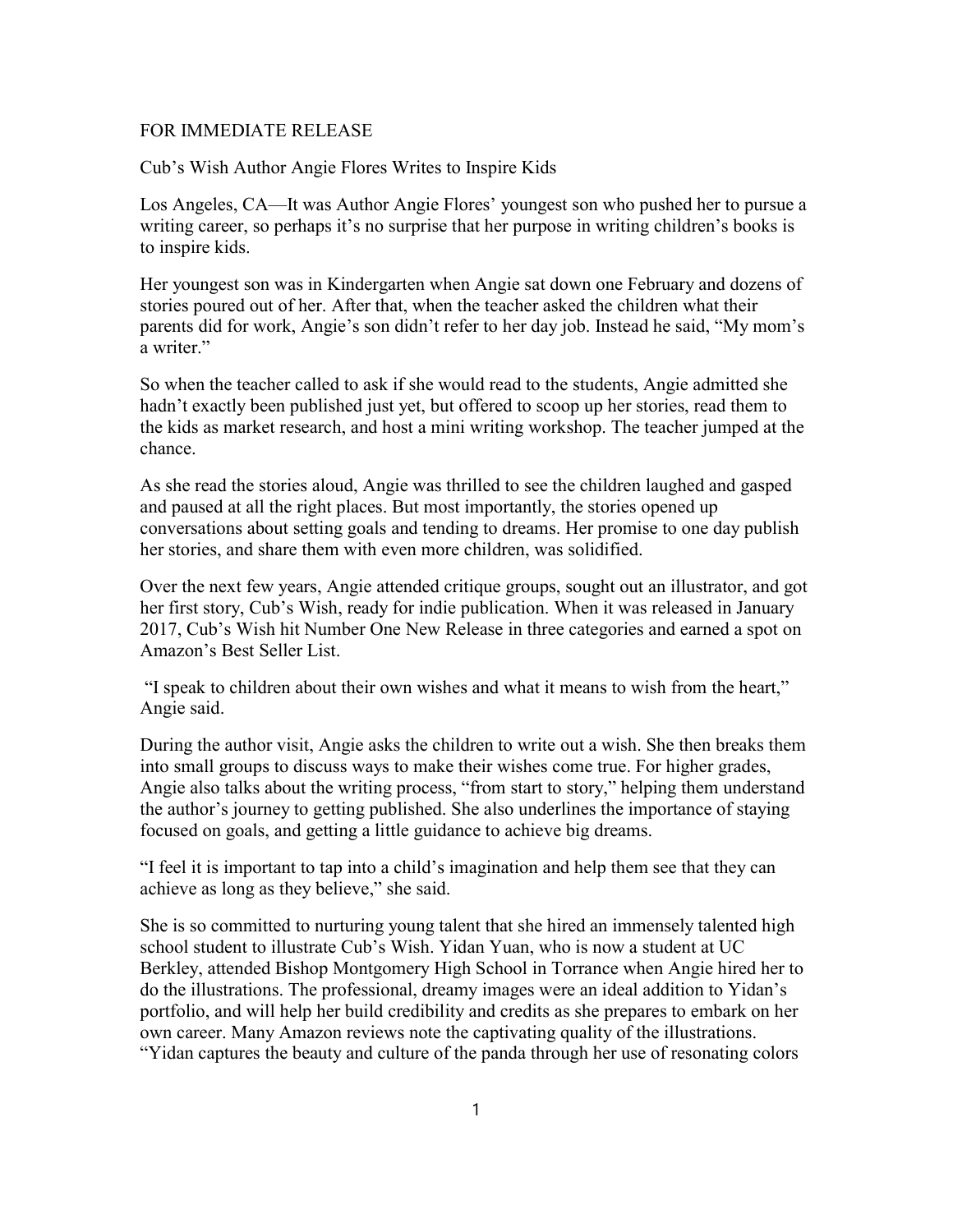FOR IMMEDIATE RELEASE

Cub's Wish Author Angie Flores Writes to Inspire Kids

Los Angeles, CA—It was Author Angie Flores' youngest son who pushed her to pursue a writing career, so perhaps it's no surprise that her purpose in writing children's books is to inspire kids.

Her youngest son was in Kindergarten when Angie sat down one February and dozens of stories poured out of her. After that, when the teacher asked the children what their parents did for work, Angie's son didn't refer to her day job. Instead he said, "My mom's a writer."

So when the teacher called to ask if she would read to the students, Angie admitted she hadn't exactly been published just yet, but offered to scoop up her stories, read them to the kids as market research, and host a mini writing workshop. The teacher jumped at the chance.

As she read the stories aloud, Angie was thrilled to see the children laughed and gasped and paused at all the right places. But most importantly, the stories opened up conversations about setting goals and tending to dreams. Her promise to one day publish her stories, and share them with even more children, was solidified.

Over the next few years, Angie attended critique groups, sought out an illustrator, and got her first story, Cub's Wish, ready for indie publication. When it was released in January 2017, Cub's Wish hit Number One New Release in three categories and earned a spot on Amazon's Best Seller List.

"I speak to children about their own wishes and what it means to wish from the heart," Angie said.

During the author visit, Angie asks the children to write out a wish. She then breaks them into small groups to discuss ways to make their wishes come true. For higher grades, Angie also talks about the writing process, "from start to story," helping them understand the author's journey to getting published. She also underlines the importance of staying focused on goals, and getting a little guidance to achieve big dreams.

"I feel it is important to tap into a child's imagination and help them see that they can achieve as long as they believe," she said.

She is so committed to nurturing young talent that she hired an immensely talented high school student to illustrate Cub's Wish. Yidan Yuan, who is now a student at UC Berkley, attended Bishop Montgomery High School in Torrance when Angie hired her to do the illustrations. The professional, dreamy images were an ideal addition to Yidan's portfolio, and will help her build credibility and credits as she prepares to embark on her own career. Many Amazon reviews note the captivating quality of the illustrations. "Yidan captures the beauty and culture of the panda through her use of resonating colors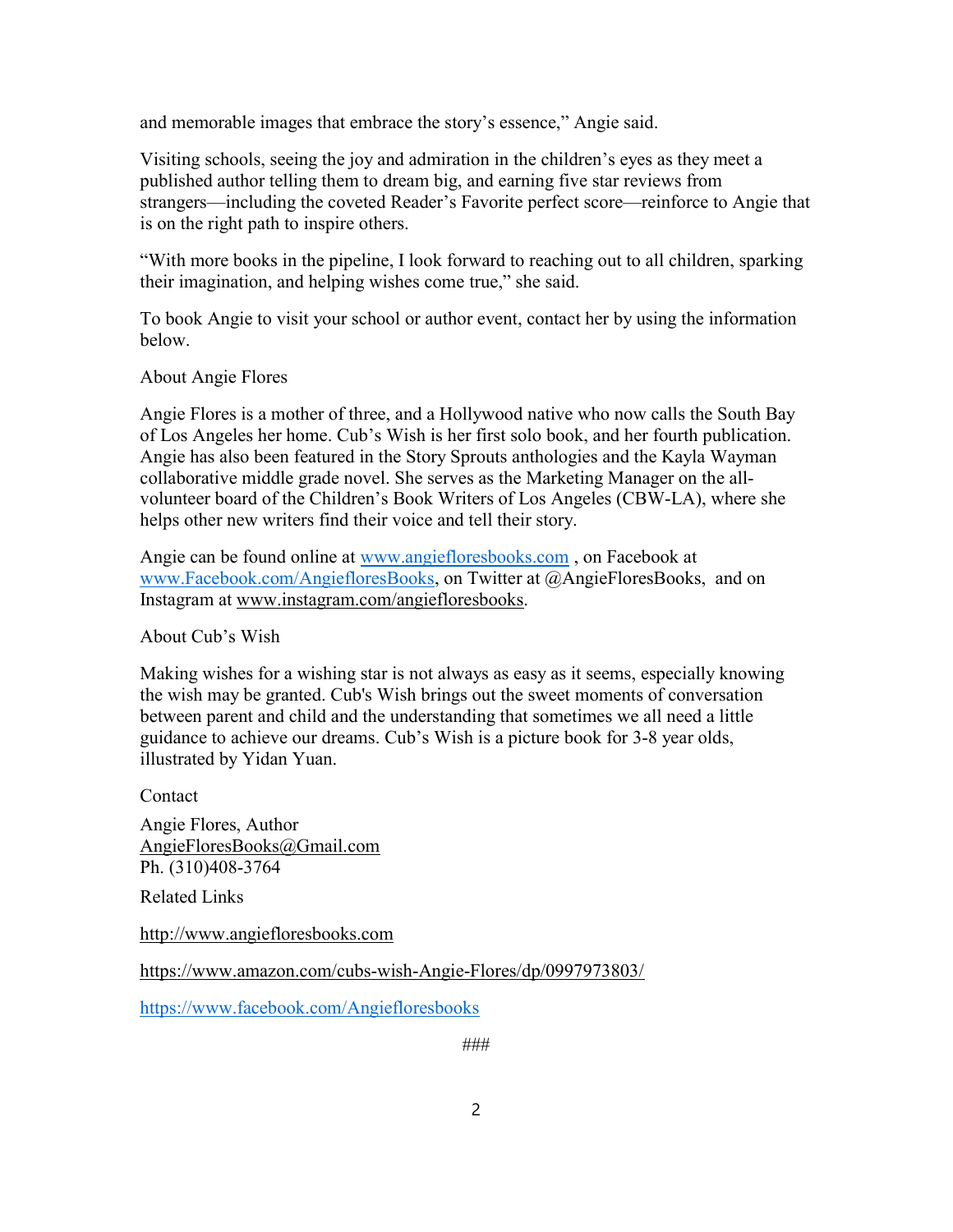and memorable images that embrace the story's essence," Angie said.

Visiting schools, seeing the joy and admiration in the children's eyes as they meet a published author telling them to dream big, and earning five star reviews from strangers—including the coveted Reader's Favorite perfect score—reinforce to Angie that is on the right path to inspire others.

"With more books in the pipeline, I look forward to reaching out to all children, sparking their imagination, and helping wishes come true," she said.

To book Angie to visit your school or author event, contact her by using the information below.

About Angie Flores

Angie Flores is a mother of three, and a Hollywood native who now calls the South Bay of Los Angeles her home. Cub's Wish is her first solo book, and her fourth publication. Angie has also been featured in the Story Sprouts anthologies and the Kayla Wayman collaborative middle grade novel. She serves as the Marketing Manager on the all-volunteer board of the Children's Book Writers of Los Angeles (CBW-LA), where she helps other new writers find their voice and tell their story.

Angie can be found online at www.angiefloresbooks.com , on Facebook at www.Facebook.com/AngiefloresBooks, on Twitter at @AngieFloresBooks, and on Instagram at www.instagram.com/angiefloresbooks.

About Cub's Wish

Making wishes for a wishing star is not always as easy as it seems, especially knowing the wish may be granted. Cub's Wish brings out the sweet moments of conversation between parent and child and the understanding that sometimes we all need a little guidance to achieve our dreams. Cub's Wish is a picture book for 3-8 year olds, illustrated by Yidan Yuan.

Contact

Angie Flores, Author
AngieFloresBooks@Gmail.com
Ph. (310)408-3764

Related Links

http://www.angiefloresbooks.com

https://www.amazon.com/cubs-wish-Angie-Flores/dp/0997973803/

https://www.facebook.com/Angiefloresbooks

###